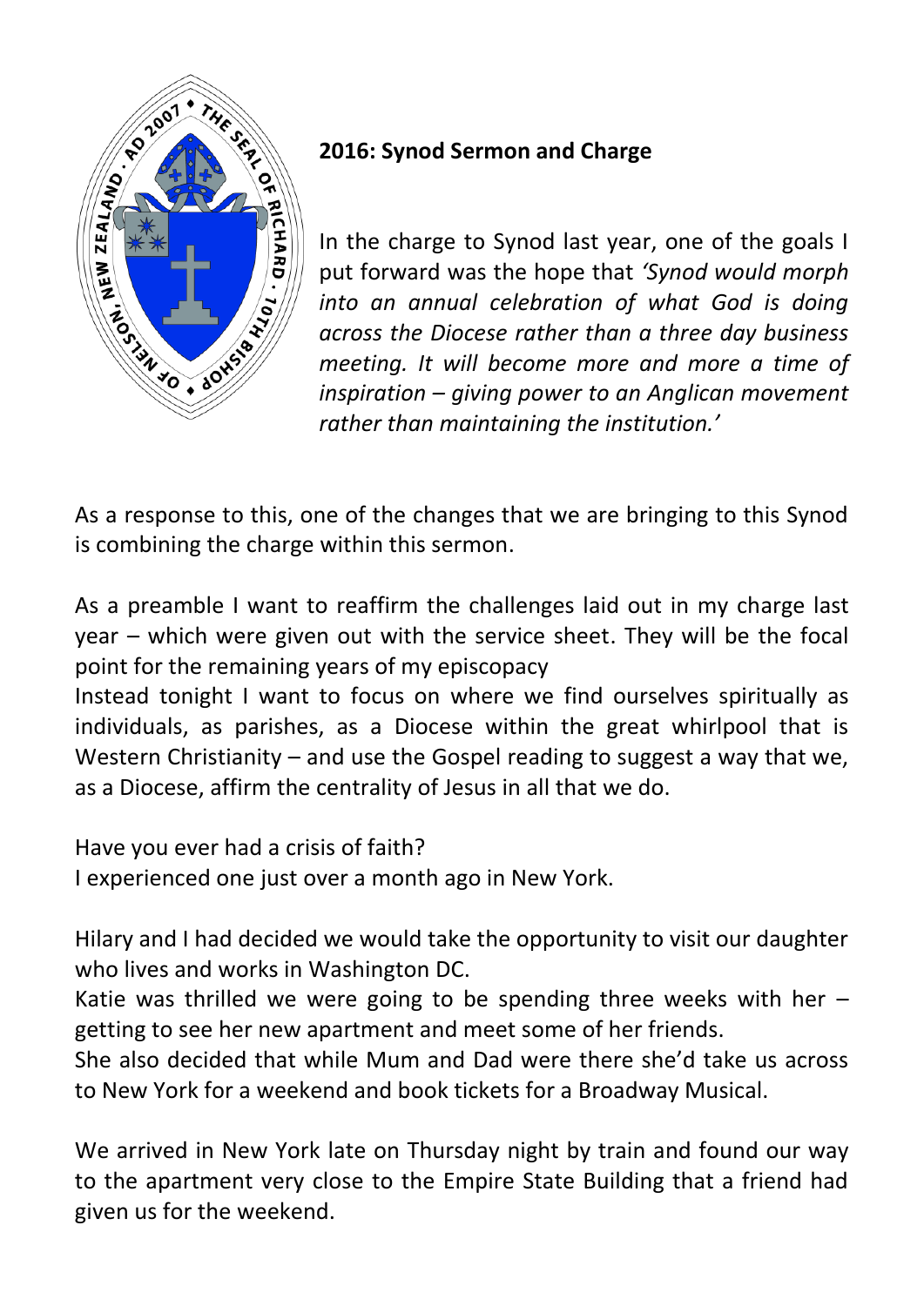## 2016: Synod Sermon and Charge

In the charge to Synod last year, one of the goals I put forward was the hope that *'Synod would morph into an annual celebration of what God is doing across the Diocese rather than a three day business meeting. It will become more and more a time of inspiration – giving power to an Anglican movement rather than maintaining the institution.'*

As a response to this, one of the changes that we are bringing to this Synod is combining the charge within this sermon.

As a preamble I want to reaffirm the challenges laid out in my charge last year – which were given out with the service sheet. They will be the focal point for the remaining years of my episcopacy

Instead tonight I want to focus on where we find ourselves spiritually as individuals, as parishes, as a Diocese within the great whirlpool that is Western Christianity – and use the Gospel reading to suggest a way that we, as a Diocese, affirm the centrality of Jesus in all that we do.

Have you ever had a crisis of faith?
I experienced one just over a month ago in New York.

Hilary and I had decided we would take the opportunity to visit our daughter who lives and works in Washington DC.
Katie was thrilled we were going to be spending three weeks with her – getting to see her new apartment and meet some of her friends.
She also decided that while Mum and Dad were there she'd take us across to New York for a weekend and book tickets for a Broadway Musical.

We arrived in New York late on Thursday night by train and found our way to the apartment very close to the Empire State Building that a friend had given us for the weekend.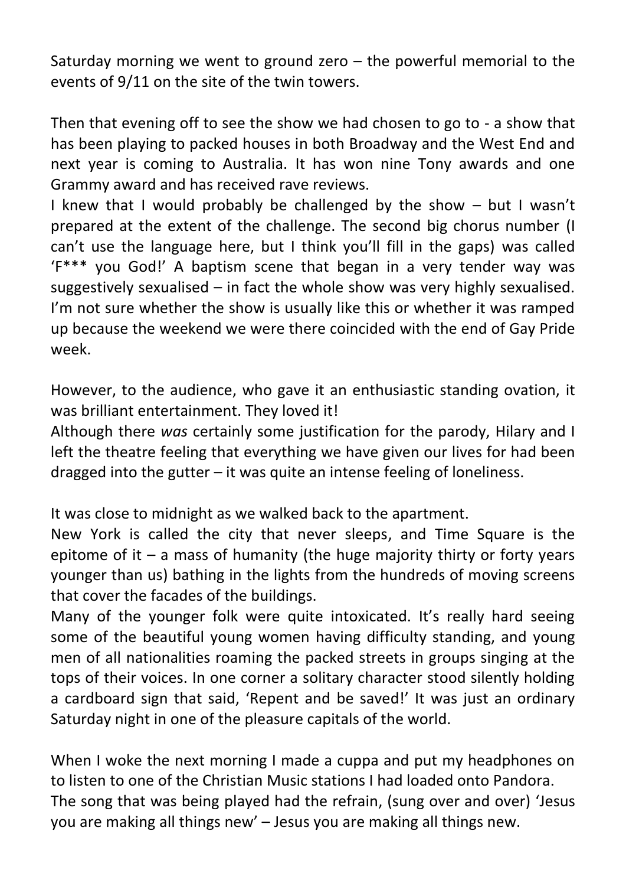Saturday morning we went to ground zero – the powerful memorial to the events of 9/11 on the site of the twin towers.

Then that evening off to see the show we had chosen to go to - a show that has been playing to packed houses in both Broadway and the West End and next year is coming to Australia. It has won nine Tony awards and one Grammy award and has received rave reviews.

I knew that I would probably be challenged by the show – but I wasn't prepared at the extent of the challenge. The second big chorus number (I can't use the language here, but I think you'll fill in the gaps) was called 'F*** you God!' A baptism scene that began in a very tender way was suggestively sexualised – in fact the whole show was very highly sexualised. I'm not sure whether the show is usually like this or whether it was ramped up because the weekend we were there coincided with the end of Gay Pride week.

However, to the audience, who gave it an enthusiastic standing ovation, it was brilliant entertainment. They loved it!

Although there *was* certainly some justification for the parody, Hilary and I left the theatre feeling that everything we have given our lives for had been dragged into the gutter – it was quite an intense feeling of loneliness.

It was close to midnight as we walked back to the apartment.

New York is called the city that never sleeps, and Time Square is the epitome of it – a mass of humanity (the huge majority thirty or forty years younger than us) bathing in the lights from the hundreds of moving screens that cover the facades of the buildings.

Many of the younger folk were quite intoxicated. It's really hard seeing some of the beautiful young women having difficulty standing, and young men of all nationalities roaming the packed streets in groups singing at the tops of their voices. In one corner a solitary character stood silently holding a cardboard sign that said, 'Repent and be saved!' It was just an ordinary Saturday night in one of the pleasure capitals of the world.

When I woke the next morning I made a cuppa and put my headphones on to listen to one of the Christian Music stations I had loaded onto Pandora.

The song that was being played had the refrain, (sung over and over) 'Jesus you are making all things new' – Jesus you are making all things new.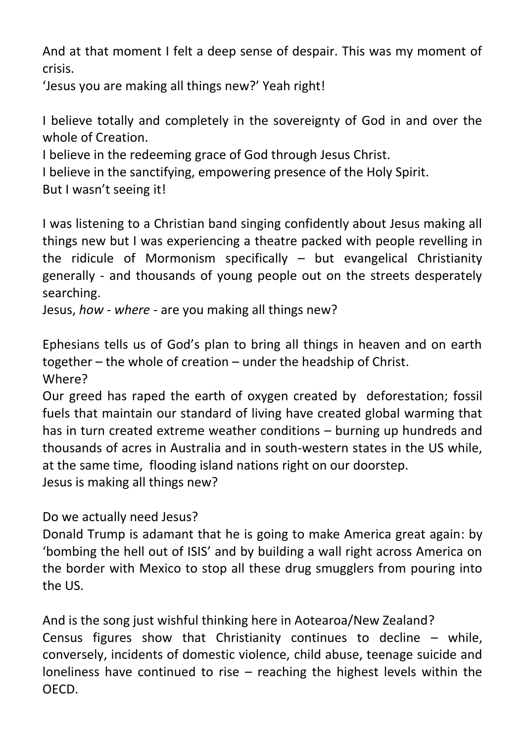And at that moment I felt a deep sense of despair. This was my moment of crisis.
'Jesus you are making all things new?' Yeah right!

I believe totally and completely in the sovereignty of God in and over the whole of Creation.
I believe in the redeeming grace of God through Jesus Christ.
I believe in the sanctifying, empowering presence of the Holy Spirit.
But I wasn't seeing it!

I was listening to a Christian band singing confidently about Jesus making all things new but I was experiencing a theatre packed with people revelling in the ridicule of Mormonism specifically – but evangelical Christianity generally - and thousands of young people out on the streets desperately searching.
Jesus, *how* - *where* - are you making all things new?

Ephesians tells us of God's plan to bring all things in heaven and on earth together – the whole of creation – under the headship of Christ.
Where?
Our greed has raped the earth of oxygen created by deforestation; fossil fuels that maintain our standard of living have created global warming that has in turn created extreme weather conditions – burning up hundreds and thousands of acres in Australia and in south-western states in the US while, at the same time, flooding island nations right on our doorstep.
Jesus is making all things new?

Do we actually need Jesus?
Donald Trump is adamant that he is going to make America great again: by 'bombing the hell out of ISIS' and by building a wall right across America on the border with Mexico to stop all these drug smugglers from pouring into the US.

And is the song just wishful thinking here in Aotearoa/New Zealand?
Census figures show that Christianity continues to decline – while, conversely, incidents of domestic violence, child abuse, teenage suicide and loneliness have continued to rise – reaching the highest levels within the OECD.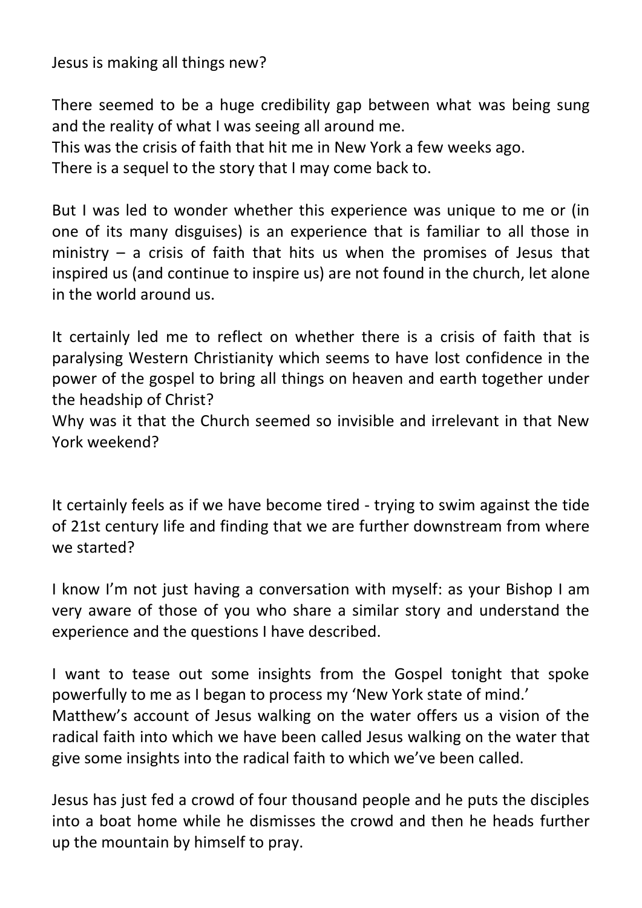Jesus is making all things new?

There seemed to be a huge credibility gap between what was being sung and the reality of what I was seeing all around me.
This was the crisis of faith that hit me in New York a few weeks ago.
There is a sequel to the story that I may come back to.

But I was led to wonder whether this experience was unique to me or (in one of its many disguises) is an experience that is familiar to all those in ministry – a crisis of faith that hits us when the promises of Jesus that inspired us (and continue to inspire us) are not found in the church, let alone in the world around us.

It certainly led me to reflect on whether there is a crisis of faith that is paralysing Western Christianity which seems to have lost confidence in the power of the gospel to bring all things on heaven and earth together under the headship of Christ?
Why was it that the Church seemed so invisible and irrelevant in that New York weekend?

It certainly feels as if we have become tired - trying to swim against the tide of 21st century life and finding that we are further downstream from where we started?

I know I'm not just having a conversation with myself: as your Bishop I am very aware of those of you who share a similar story and understand the experience and the questions I have described.

I want to tease out some insights from the Gospel tonight that spoke powerfully to me as I began to process my 'New York state of mind.'
Matthew's account of Jesus walking on the water offers us a vision of the radical faith into which we have been called Jesus walking on the water that give some insights into the radical faith to which we've been called.

Jesus has just fed a crowd of four thousand people and he puts the disciples into a boat home while he dismisses the crowd and then he heads further up the mountain by himself to pray.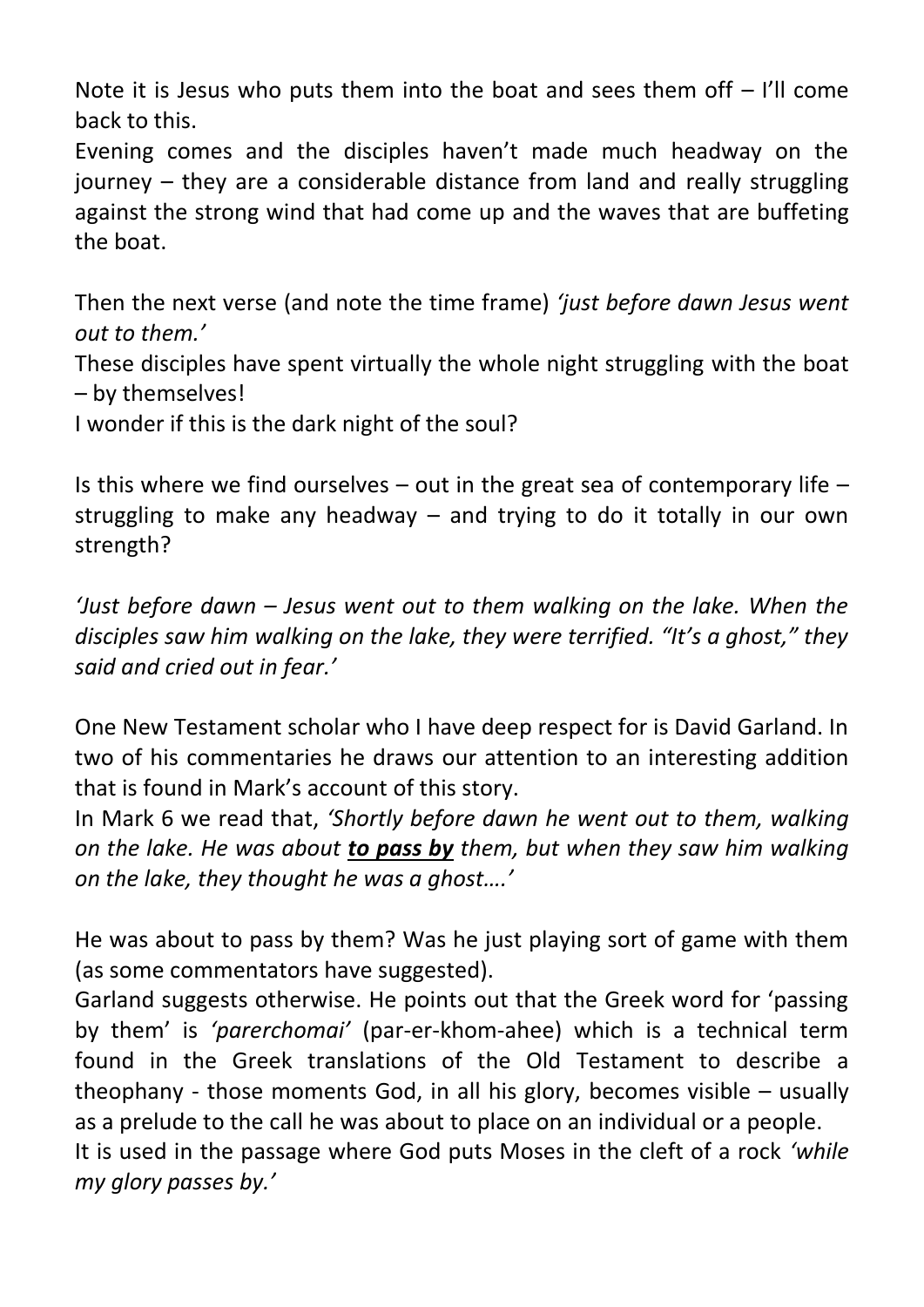Note it is Jesus who puts them into the boat and sees them off – I'll come back to this.

Evening comes and the disciples haven't made much headway on the journey – they are a considerable distance from land and really struggling against the strong wind that had come up and the waves that are buffeting the boat.

Then the next verse (and note the time frame) *'just before dawn Jesus went out to them.'*

These disciples have spent virtually the whole night struggling with the boat – by themselves!

I wonder if this is the dark night of the soul?

Is this where we find ourselves – out in the great sea of contemporary life – struggling to make any headway – and trying to do it totally in our own strength?

*'Just before dawn – Jesus went out to them walking on the lake. When the disciples saw him walking on the lake, they were terrified. "It's a ghost," they said and cried out in fear.'*

One New Testament scholar who I have deep respect for is David Garland. In two of his commentaries he draws our attention to an interesting addition that is found in Mark's account of this story.

In Mark 6 we read that, *'Shortly before dawn he went out to them, walking on the lake. He was about* ***to pass by*** *them, but when they saw him walking on the lake, they thought he was a ghost….'*

He was about to pass by them? Was he just playing sort of game with them (as some commentators have suggested).

Garland suggests otherwise. He points out that the Greek word for 'passing by them' is *'parerchomai'* (par-er-khom-ahee) which is a technical term found in the Greek translations of the Old Testament to describe a theophany - those moments God, in all his glory, becomes visible – usually as a prelude to the call he was about to place on an individual or a people.

It is used in the passage where God puts Moses in the cleft of a rock *'while my glory passes by.'*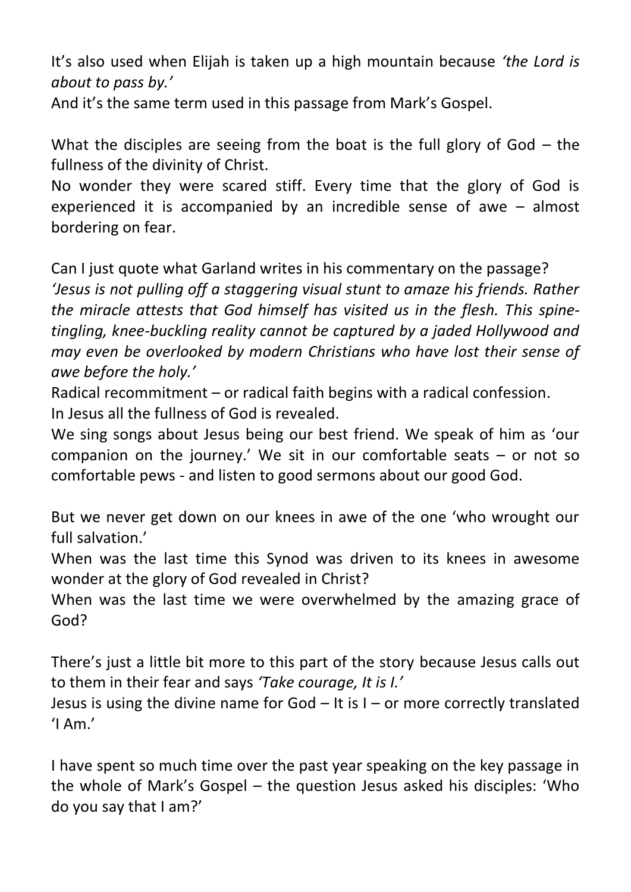It's also used when Elijah is taken up a high mountain because *'the Lord is about to pass by.'*
And it's the same term used in this passage from Mark's Gospel.

What the disciples are seeing from the boat is the full glory of God – the fullness of the divinity of Christ.
No wonder they were scared stiff. Every time that the glory of God is experienced it is accompanied by an incredible sense of awe – almost bordering on fear.

Can I just quote what Garland writes in his commentary on the passage?
*'Jesus is not pulling off a staggering visual stunt to amaze his friends. Rather the miracle attests that God himself has visited us in the flesh. This spine-tingling, knee-buckling reality cannot be captured by a jaded Hollywood and may even be overlooked by modern Christians who have lost their sense of awe before the holy.'*
Radical recommitment – or radical faith begins with a radical confession.
In Jesus all the fullness of God is revealed.
We sing songs about Jesus being our best friend. We speak of him as 'our companion on the journey.' We sit in our comfortable seats – or not so comfortable pews - and listen to good sermons about our good God.

But we never get down on our knees in awe of the one 'who wrought our full salvation.'
When was the last time this Synod was driven to its knees in awesome wonder at the glory of God revealed in Christ?
When was the last time we were overwhelmed by the amazing grace of God?

There's just a little bit more to this part of the story because Jesus calls out to them in their fear and says *'Take courage, It is I.'*
Jesus is using the divine name for God – It is I – or more correctly translated 'I Am.'

I have spent so much time over the past year speaking on the key passage in the whole of Mark's Gospel – the question Jesus asked his disciples: 'Who do you say that I am?'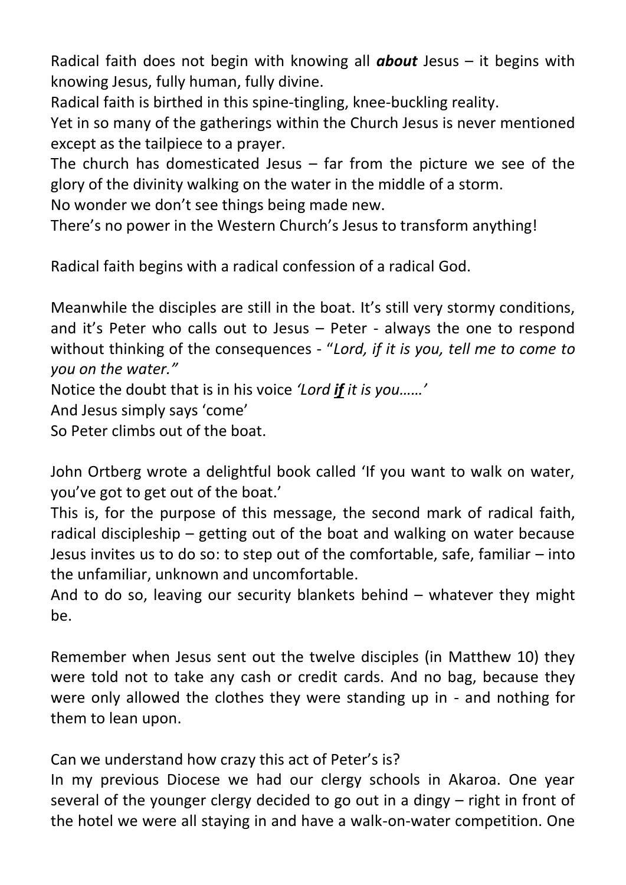Radical faith does not begin with knowing all ***about*** Jesus – it begins with knowing Jesus, fully human, fully divine.

Radical faith is birthed in this spine-tingling, knee-buckling reality.

Yet in so many of the gatherings within the Church Jesus is never mentioned except as the tailpiece to a prayer.

The church has domesticated Jesus – far from the picture we see of the glory of the divinity walking on the water in the middle of a storm.

No wonder we don't see things being made new.

There's no power in the Western Church's Jesus to transform anything!

Radical faith begins with a radical confession of a radical God.

Meanwhile the disciples are still in the boat. It's still very stormy conditions, and it's Peter who calls out to Jesus – Peter - always the one to respond without thinking of the consequences - "*Lord, if it is you, tell me to come to you on the water."*

Notice the doubt that is in his voice *'Lord **<u>if</u>** it is you……'*

And Jesus simply says 'come'

So Peter climbs out of the boat.

John Ortberg wrote a delightful book called 'If you want to walk on water, you've got to get out of the boat.'

This is, for the purpose of this message, the second mark of radical faith, radical discipleship – getting out of the boat and walking on water because Jesus invites us to do so: to step out of the comfortable, safe, familiar – into the unfamiliar, unknown and uncomfortable.

And to do so, leaving our security blankets behind – whatever they might be.

Remember when Jesus sent out the twelve disciples (in Matthew 10) they were told not to take any cash or credit cards. And no bag, because they were only allowed the clothes they were standing up in - and nothing for them to lean upon.

Can we understand how crazy this act of Peter's is?

In my previous Diocese we had our clergy schools in Akaroa. One year several of the younger clergy decided to go out in a dingy – right in front of the hotel we were all staying in and have a walk-on-water competition. One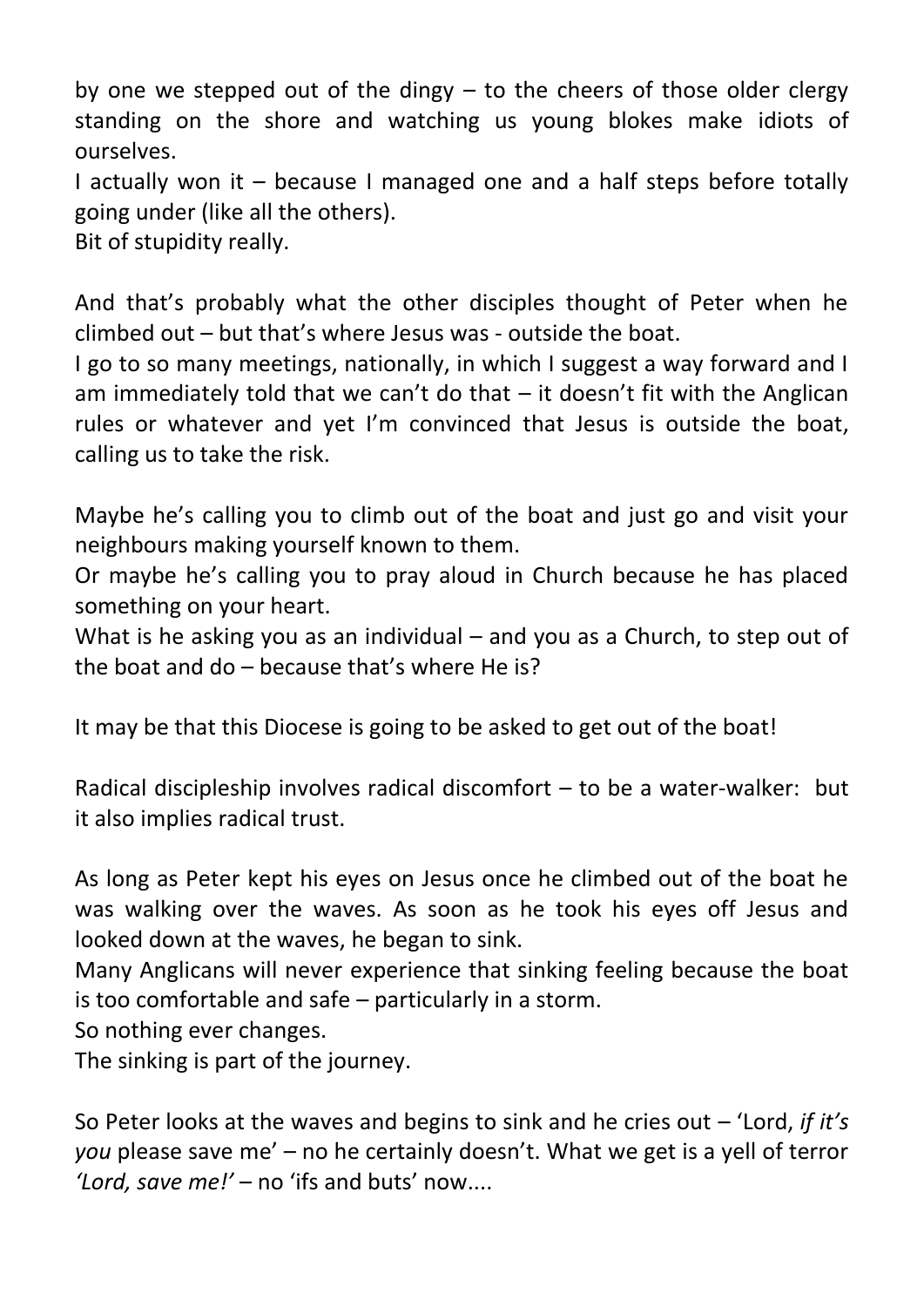by one we stepped out of the dingy – to the cheers of those older clergy standing on the shore and watching us young blokes make idiots of ourselves.
I actually won it – because I managed one and a half steps before totally going under (like all the others).
Bit of stupidity really.

And that's probably what the other disciples thought of Peter when he climbed out – but that's where Jesus was - outside the boat.
I go to so many meetings, nationally, in which I suggest a way forward and I am immediately told that we can't do that – it doesn't fit with the Anglican rules or whatever and yet I'm convinced that Jesus is outside the boat, calling us to take the risk.

Maybe he's calling you to climb out of the boat and just go and visit your neighbours making yourself known to them.
Or maybe he's calling you to pray aloud in Church because he has placed something on your heart.
What is he asking you as an individual – and you as a Church, to step out of the boat and do – because that's where He is?

It may be that this Diocese is going to be asked to get out of the boat!

Radical discipleship involves radical discomfort – to be a water-walker: but it also implies radical trust.

As long as Peter kept his eyes on Jesus once he climbed out of the boat he was walking over the waves. As soon as he took his eyes off Jesus and looked down at the waves, he began to sink.
Many Anglicans will never experience that sinking feeling because the boat is too comfortable and safe – particularly in a storm.
So nothing ever changes.
The sinking is part of the journey.

So Peter looks at the waves and begins to sink and he cries out – 'Lord, *if it's you* please save me' – no he certainly doesn't. What we get is a yell of terror *'Lord, save me!'* – no 'ifs and buts' now....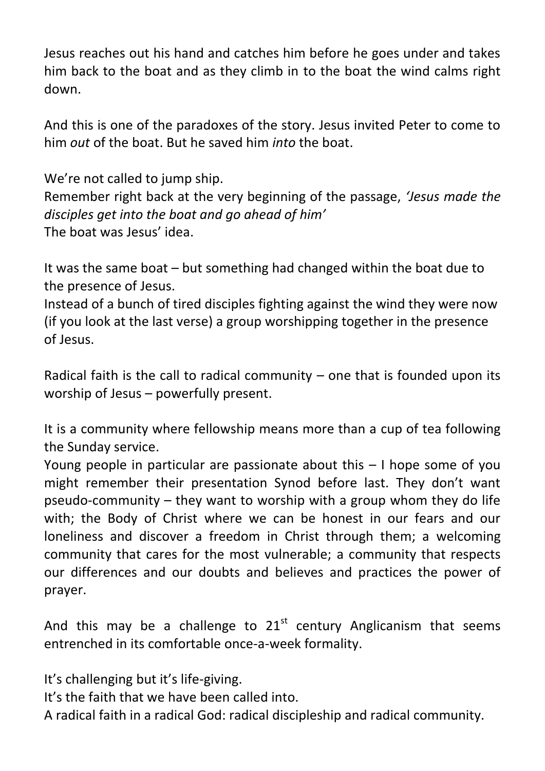Jesus reaches out his hand and catches him before he goes under and takes him back to the boat and as they climb in to the boat the wind calms right down.

And this is one of the paradoxes of the story. Jesus invited Peter to come to him *out* of the boat. But he saved him *into* the boat.

We're not called to jump ship.
Remember right back at the very beginning of the passage, *'Jesus made the disciples get into the boat and go ahead of him'*
The boat was Jesus' idea.

It was the same boat – but something had changed within the boat due to the presence of Jesus.
Instead of a bunch of tired disciples fighting against the wind they were now (if you look at the last verse) a group worshipping together in the presence of Jesus.

Radical faith is the call to radical community – one that is founded upon its worship of Jesus – powerfully present.

It is a community where fellowship means more than a cup of tea following the Sunday service.
Young people in particular are passionate about this – I hope some of you might remember their presentation Synod before last. They don't want pseudo-community – they want to worship with a group whom they do life with; the Body of Christ where we can be honest in our fears and our loneliness and discover a freedom in Christ through them; a welcoming community that cares for the most vulnerable; a community that respects our differences and our doubts and believes and practices the power of prayer.

And this may be a challenge to 21st century Anglicanism that seems entrenched in its comfortable once-a-week formality.

It's challenging but it's life-giving.
It's the faith that we have been called into.
A radical faith in a radical God: radical discipleship and radical community.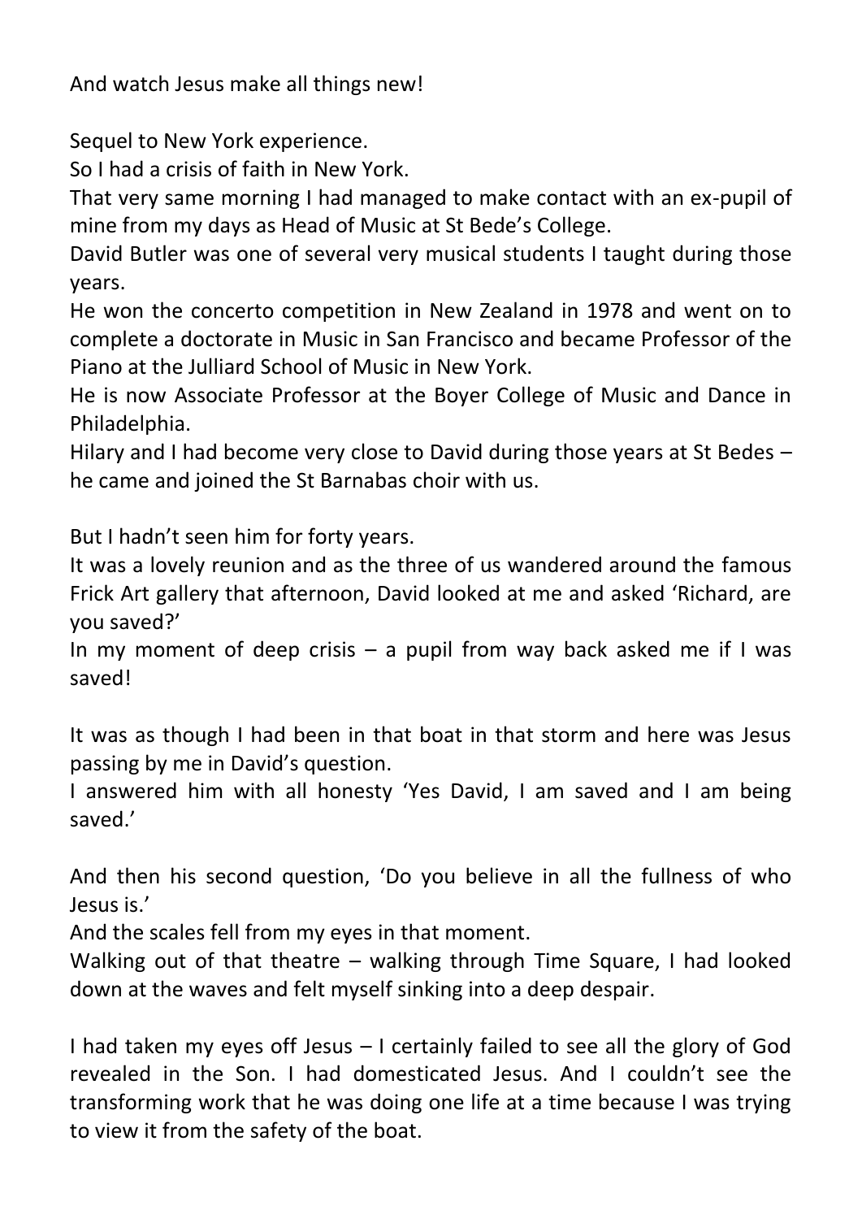And watch Jesus make all things new!

Sequel to New York experience.
So I had a crisis of faith in New York.
That very same morning I had managed to make contact with an ex-pupil of mine from my days as Head of Music at St Bede's College.
David Butler was one of several very musical students I taught during those years.
He won the concerto competition in New Zealand in 1978 and went on to complete a doctorate in Music in San Francisco and became Professor of the Piano at the Julliard School of Music in New York.
He is now Associate Professor at the Boyer College of Music and Dance in Philadelphia.
Hilary and I had become very close to David during those years at St Bedes – he came and joined the St Barnabas choir with us.

But I hadn't seen him for forty years.
It was a lovely reunion and as the three of us wandered around the famous Frick Art gallery that afternoon, David looked at me and asked 'Richard, are you saved?'
In my moment of deep crisis – a pupil from way back asked me if I was saved!

It was as though I had been in that boat in that storm and here was Jesus passing by me in David's question.
I answered him with all honesty 'Yes David, I am saved and I am being saved.'

And then his second question, 'Do you believe in all the fullness of who Jesus is.'
And the scales fell from my eyes in that moment.
Walking out of that theatre – walking through Time Square, I had looked down at the waves and felt myself sinking into a deep despair.

I had taken my eyes off Jesus – I certainly failed to see all the glory of God revealed in the Son. I had domesticated Jesus. And I couldn't see the transforming work that he was doing one life at a time because I was trying to view it from the safety of the boat.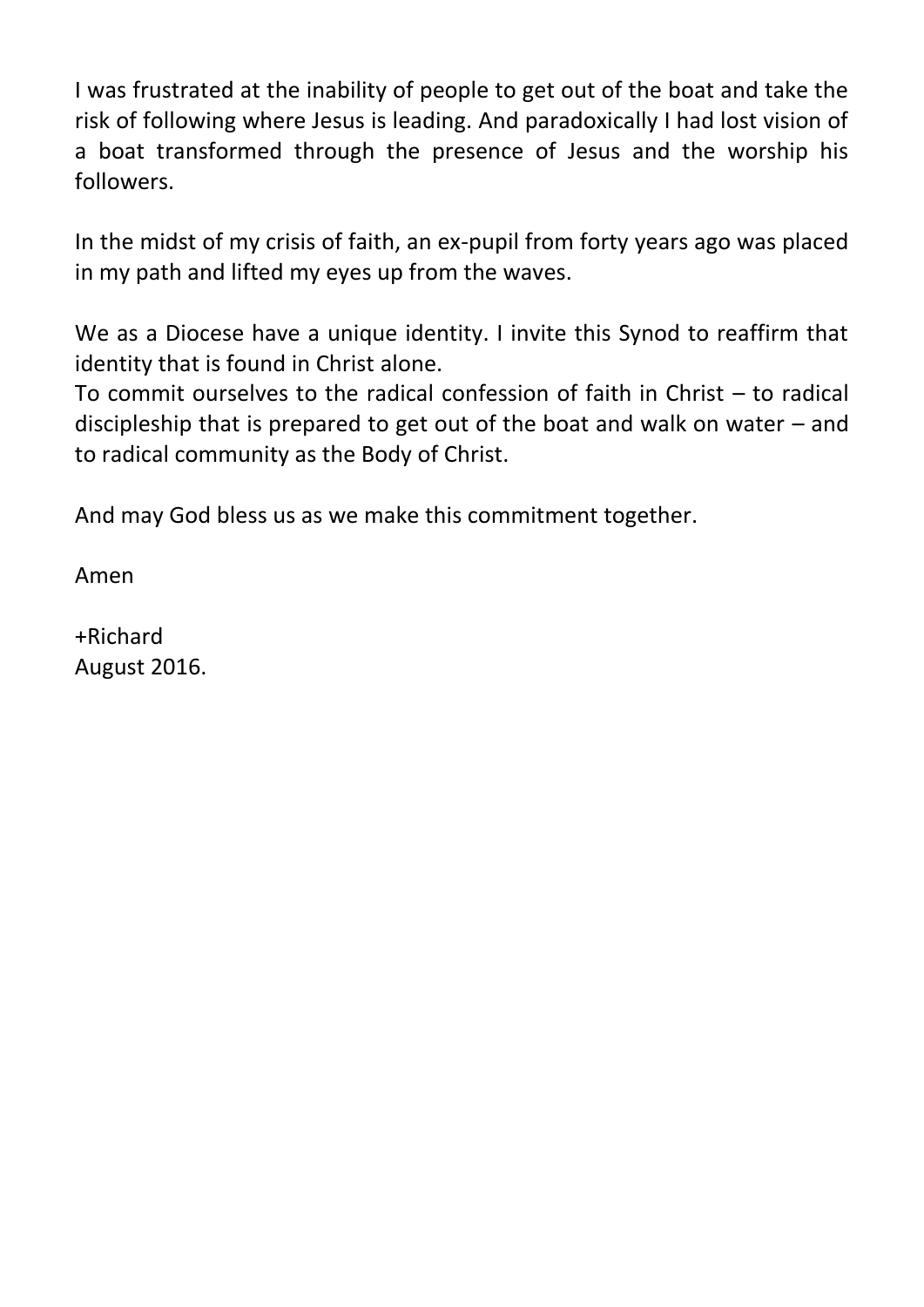I was frustrated at the inability of people to get out of the boat and take the risk of following where Jesus is leading. And paradoxically I had lost vision of a boat transformed through the presence of Jesus and the worship his followers.

In the midst of my crisis of faith, an ex-pupil from forty years ago was placed in my path and lifted my eyes up from the waves.

We as a Diocese have a unique identity. I invite this Synod to reaffirm that identity that is found in Christ alone.
To commit ourselves to the radical confession of faith in Christ – to radical discipleship that is prepared to get out of the boat and walk on water – and to radical community as the Body of Christ.

And may God bless us as we make this commitment together.

Amen

+Richard
August 2016.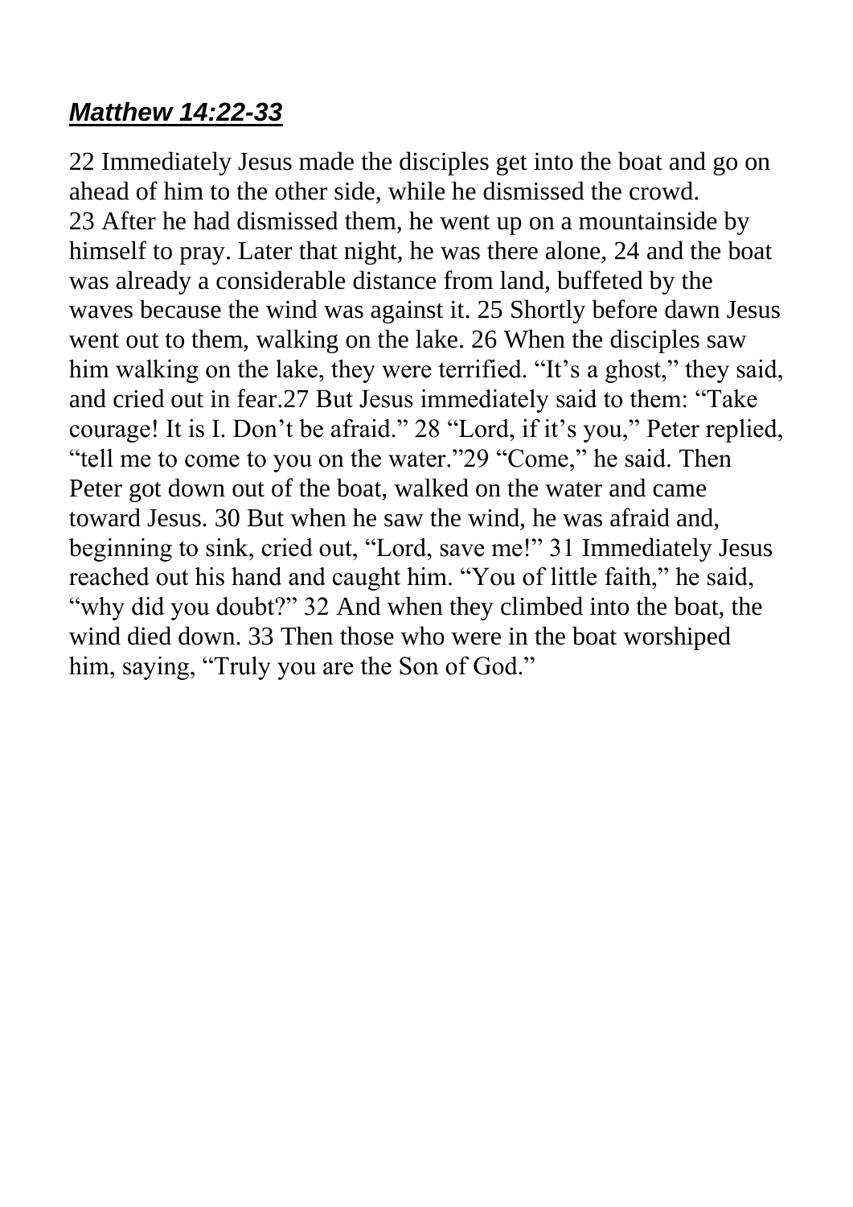***<u>Matthew 14:22-33</u>***

22 Immediately Jesus made the disciples get into the boat and go on ahead of him to the other side, while he dismissed the crowd.
23 After he had dismissed them, he went up on a mountainside by himself to pray. Later that night, he was there alone, 24 and the boat was already a considerable distance from land, buffeted by the waves because the wind was against it. 25 Shortly before dawn Jesus went out to them, walking on the lake. 26 When the disciples saw him walking on the lake, they were terrified. "It's a ghost," they said, and cried out in fear.27 But Jesus immediately said to them: "Take courage! It is I. Don't be afraid." 28 "Lord, if it's you," Peter replied, "tell me to come to you on the water."29 "Come," he said. Then Peter got down out of the boat, walked on the water and came toward Jesus. 30 But when he saw the wind, he was afraid and, beginning to sink, cried out, "Lord, save me!" 31 Immediately Jesus reached out his hand and caught him. "You of little faith," he said, "why did you doubt?" 32 And when they climbed into the boat, the wind died down. 33 Then those who were in the boat worshiped him, saying, "Truly you are the Son of God."